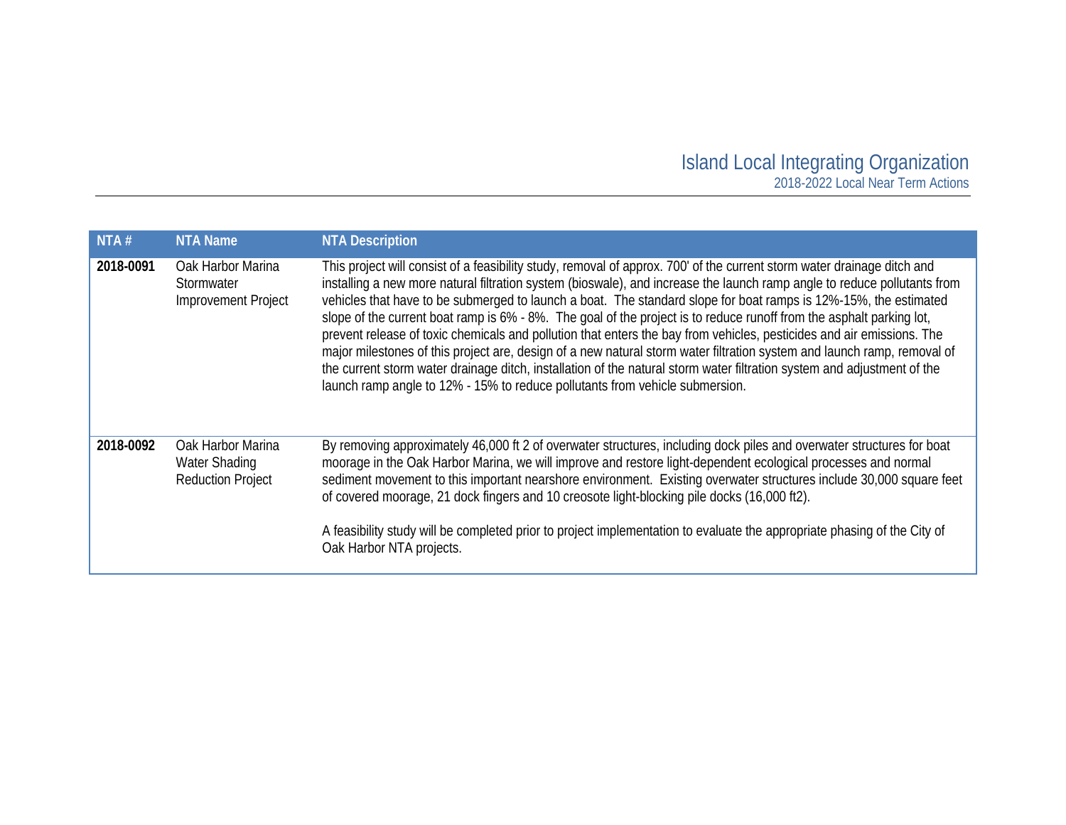# Island Local Integrating Organization

## 2018-2022 Local Near Term Actions

| NTA # | NTA Name | NTA Description |
| --- | --- | --- |
| **2018-0091** | Oak Harbor Marina Stormwater Improvement Project | This project will consist of a feasibility study, removal of approx. 700' of the current storm water drainage ditch and installing a new more natural filtration system (bioswale), and increase the launch ramp angle to reduce pollutants from vehicles that have to be submerged to launch a boat. The standard slope for boat ramps is 12%-15%, the estimated slope of the current boat ramp is 6% - 8%. The goal of the project is to reduce runoff from the asphalt parking lot, prevent release of toxic chemicals and pollution that enters the bay from vehicles, pesticides and air emissions. The major milestones of this project are, design of a new natural storm water filtration system and launch ramp, removal of the current storm water drainage ditch, installation of the natural storm water filtration system and adjustment of the launch ramp angle to 12% - 15% to reduce pollutants from vehicle submersion. |
| **2018-0092** | Oak Harbor Marina Water Shading Reduction Project | By removing approximately 46,000 ft 2 of overwater structures, including dock piles and overwater structures for boat moorage in the Oak Harbor Marina, we will improve and restore light-dependent ecological processes and normal sediment movement to this important nearshore environment. Existing overwater structures include 30,000 square feet of covered moorage, 21 dock fingers and 10 creosote light-blocking pile docks (16,000 ft2).<br><br>A feasibility study will be completed prior to project implementation to evaluate the appropriate phasing of the City of Oak Harbor NTA projects. |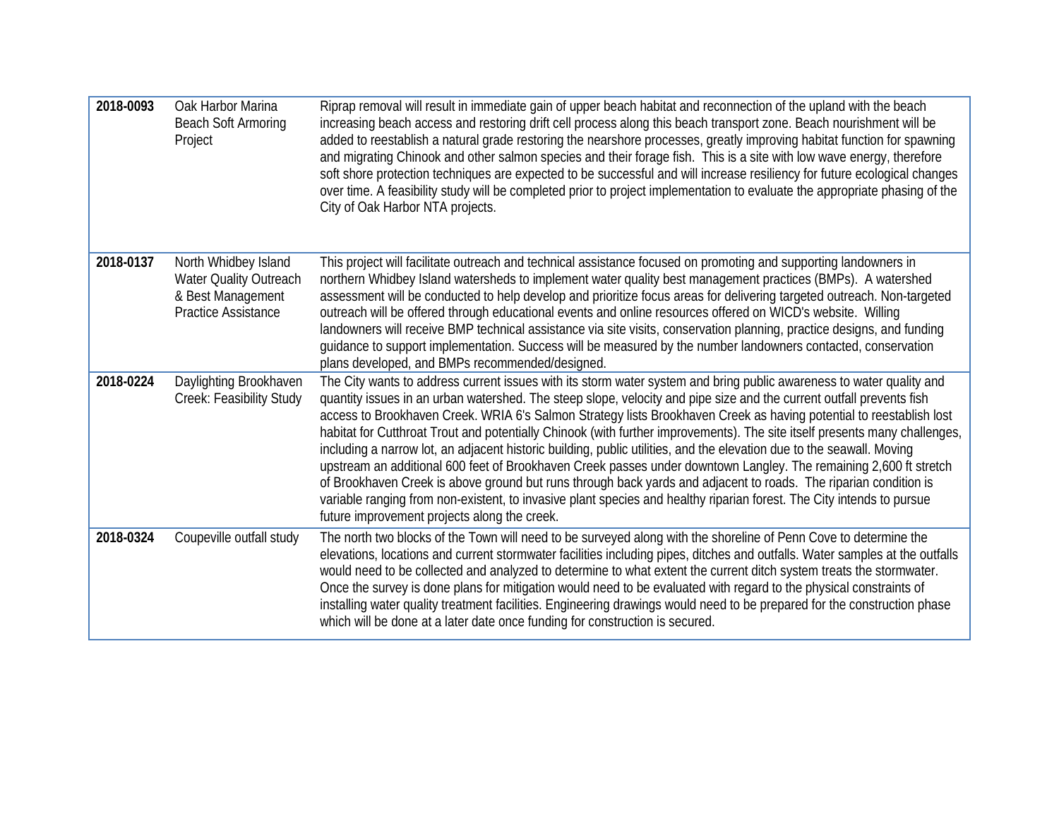| | | |
|---|---|---|
| **2018-0093** | Oak Harbor Marina Beach Soft Armoring Project | Riprap removal will result in immediate gain of upper beach habitat and reconnection of the upland with the beach increasing beach access and restoring drift cell process along this beach transport zone. Beach nourishment will be added to reestablish a natural grade restoring the nearshore processes, greatly improving habitat function for spawning and migrating Chinook and other salmon species and their forage fish. This is a site with low wave energy, therefore soft shore protection techniques are expected to be successful and will increase resiliency for future ecological changes over time. A feasibility study will be completed prior to project implementation to evaluate the appropriate phasing of the City of Oak Harbor NTA projects. |
| **2018-0137** | North Whidbey Island Water Quality Outreach & Best Management Practice Assistance | This project will facilitate outreach and technical assistance focused on promoting and supporting landowners in northern Whidbey Island watersheds to implement water quality best management practices (BMPs). A watershed assessment will be conducted to help develop and prioritize focus areas for delivering targeted outreach. Non-targeted outreach will be offered through educational events and online resources offered on WICD's website. Willing landowners will receive BMP technical assistance via site visits, conservation planning, practice designs, and funding guidance to support implementation. Success will be measured by the number landowners contacted, conservation plans developed, and BMPs recommended/designed. |
| **2018-0224** | Daylighting Brookhaven Creek: Feasibility Study | The City wants to address current issues with its storm water system and bring public awareness to water quality and quantity issues in an urban watershed. The steep slope, velocity and pipe size and the current outfall prevents fish access to Brookhaven Creek. WRIA 6's Salmon Strategy lists Brookhaven Creek as having potential to reestablish lost habitat for Cutthroat Trout and potentially Chinook (with further improvements). The site itself presents many challenges, including a narrow lot, an adjacent historic building, public utilities, and the elevation due to the seawall. Moving upstream an additional 600 feet of Brookhaven Creek passes under downtown Langley. The remaining 2,600 ft stretch of Brookhaven Creek is above ground but runs through back yards and adjacent to roads. The riparian condition is variable ranging from non-existent, to invasive plant species and healthy riparian forest. The City intends to pursue future improvement projects along the creek. |
| **2018-0324** | Coupeville outfall study | The north two blocks of the Town will need to be surveyed along with the shoreline of Penn Cove to determine the elevations, locations and current stormwater facilities including pipes, ditches and outfalls. Water samples at the outfalls would need to be collected and analyzed to determine to what extent the current ditch system treats the stormwater. Once the survey is done plans for mitigation would need to be evaluated with regard to the physical constraints of installing water quality treatment facilities. Engineering drawings would need to be prepared for the construction phase which will be done at a later date once funding for construction is secured. |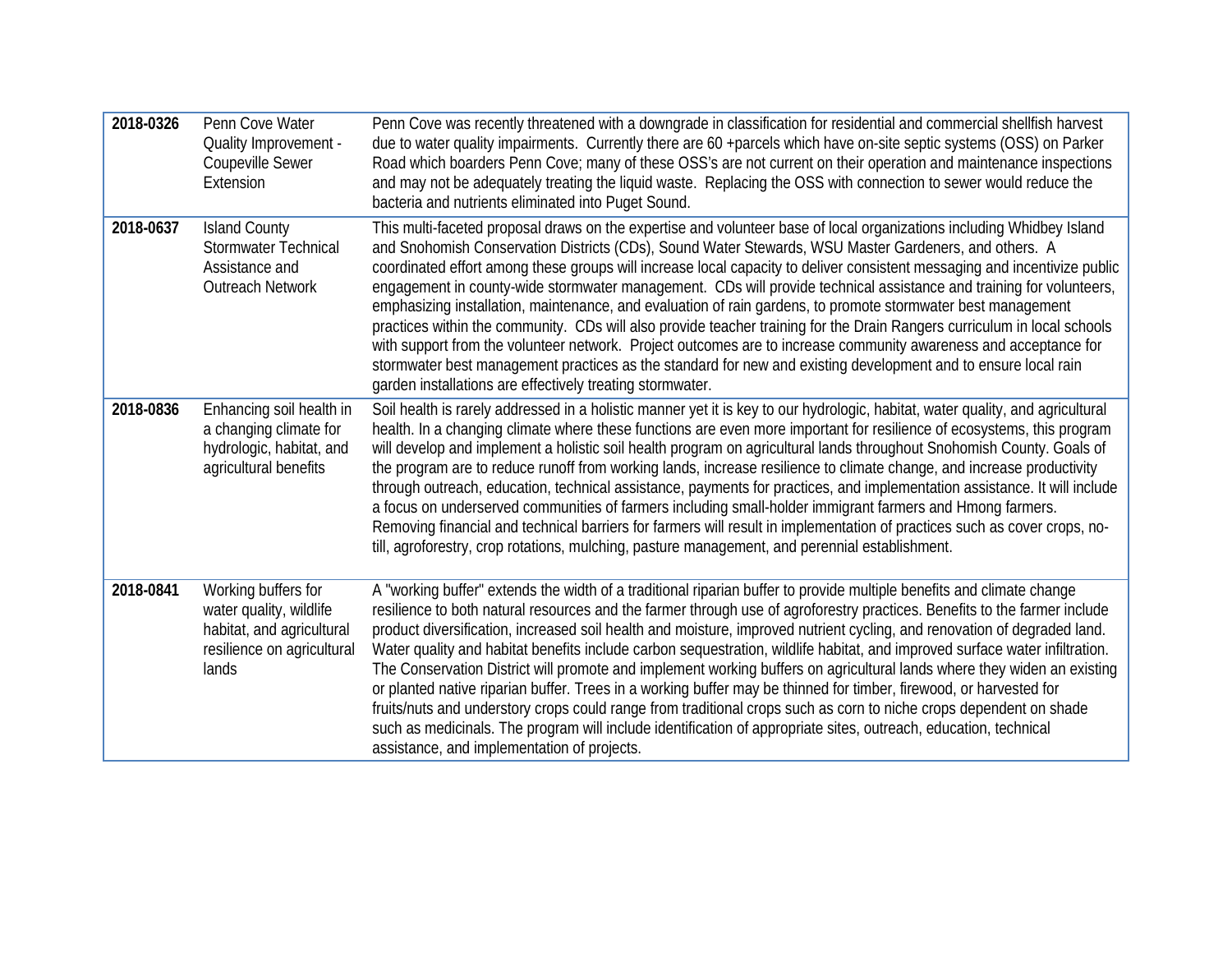| | | |
|---|---|---|
| **2018-0326** | Penn Cove Water Quality Improvement - Coupeville Sewer Extension | Penn Cove was recently threatened with a downgrade in classification for residential and commercial shellfish harvest due to water quality impairments. Currently there are 60 +parcels which have on-site septic systems (OSS) on Parker Road which boarders Penn Cove; many of these OSS's are not current on their operation and maintenance inspections and may not be adequately treating the liquid waste. Replacing the OSS with connection to sewer would reduce the bacteria and nutrients eliminated into Puget Sound. |
| **2018-0637** | Island County Stormwater Technical Assistance and Outreach Network | This multi-faceted proposal draws on the expertise and volunteer base of local organizations including Whidbey Island and Snohomish Conservation Districts (CDs), Sound Water Stewards, WSU Master Gardeners, and others. A coordinated effort among these groups will increase local capacity to deliver consistent messaging and incentivize public engagement in county-wide stormwater management. CDs will provide technical assistance and training for volunteers, emphasizing installation, maintenance, and evaluation of rain gardens, to promote stormwater best management practices within the community. CDs will also provide teacher training for the Drain Rangers curriculum in local schools with support from the volunteer network. Project outcomes are to increase community awareness and acceptance for stormwater best management practices as the standard for new and existing development and to ensure local rain garden installations are effectively treating stormwater. |
| **2018-0836** | Enhancing soil health in a changing climate for hydrologic, habitat, and agricultural benefits | Soil health is rarely addressed in a holistic manner yet it is key to our hydrologic, habitat, water quality, and agricultural health. In a changing climate where these functions are even more important for resilience of ecosystems, this program will develop and implement a holistic soil health program on agricultural lands throughout Snohomish County. Goals of the program are to reduce runoff from working lands, increase resilience to climate change, and increase productivity through outreach, education, technical assistance, payments for practices, and implementation assistance. It will include a focus on underserved communities of farmers including small-holder immigrant farmers and Hmong farmers. Removing financial and technical barriers for farmers will result in implementation of practices such as cover crops, no-till, agroforestry, crop rotations, mulching, pasture management, and perennial establishment. |
| **2018-0841** | Working buffers for water quality, wildlife habitat, and agricultural resilience on agricultural lands | A "working buffer" extends the width of a traditional riparian buffer to provide multiple benefits and climate change resilience to both natural resources and the farmer through use of agroforestry practices. Benefits to the farmer include product diversification, increased soil health and moisture, improved nutrient cycling, and renovation of degraded land. Water quality and habitat benefits include carbon sequestration, wildlife habitat, and improved surface water infiltration. The Conservation District will promote and implement working buffers on agricultural lands where they widen an existing or planted native riparian buffer. Trees in a working buffer may be thinned for timber, firewood, or harvested for fruits/nuts and understory crops could range from traditional crops such as corn to niche crops dependent on shade such as medicinals. The program will include identification of appropriate sites, outreach, education, technical assistance, and implementation of projects. |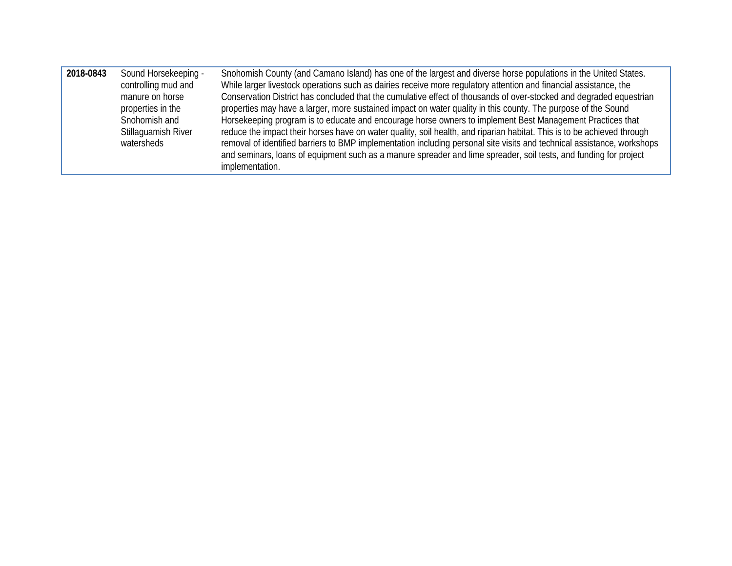| | | |
|---|---|---|
| **2018-0843** | Sound Horsekeeping - controlling mud and manure on horse properties in the Snohomish and Stillaguamish River watersheds | Snohomish County (and Camano Island) has one of the largest and diverse horse populations in the United States. While larger livestock operations such as dairies receive more regulatory attention and financial assistance, the Conservation District has concluded that the cumulative effect of thousands of over-stocked and degraded equestrian properties may have a larger, more sustained impact on water quality in this county. The purpose of the Sound Horsekeeping program is to educate and encourage horse owners to implement Best Management Practices that reduce the impact their horses have on water quality, soil health, and riparian habitat. This is to be achieved through removal of identified barriers to BMP implementation including personal site visits and technical assistance, workshops and seminars, loans of equipment such as a manure spreader and lime spreader, soil tests, and funding for project implementation. |